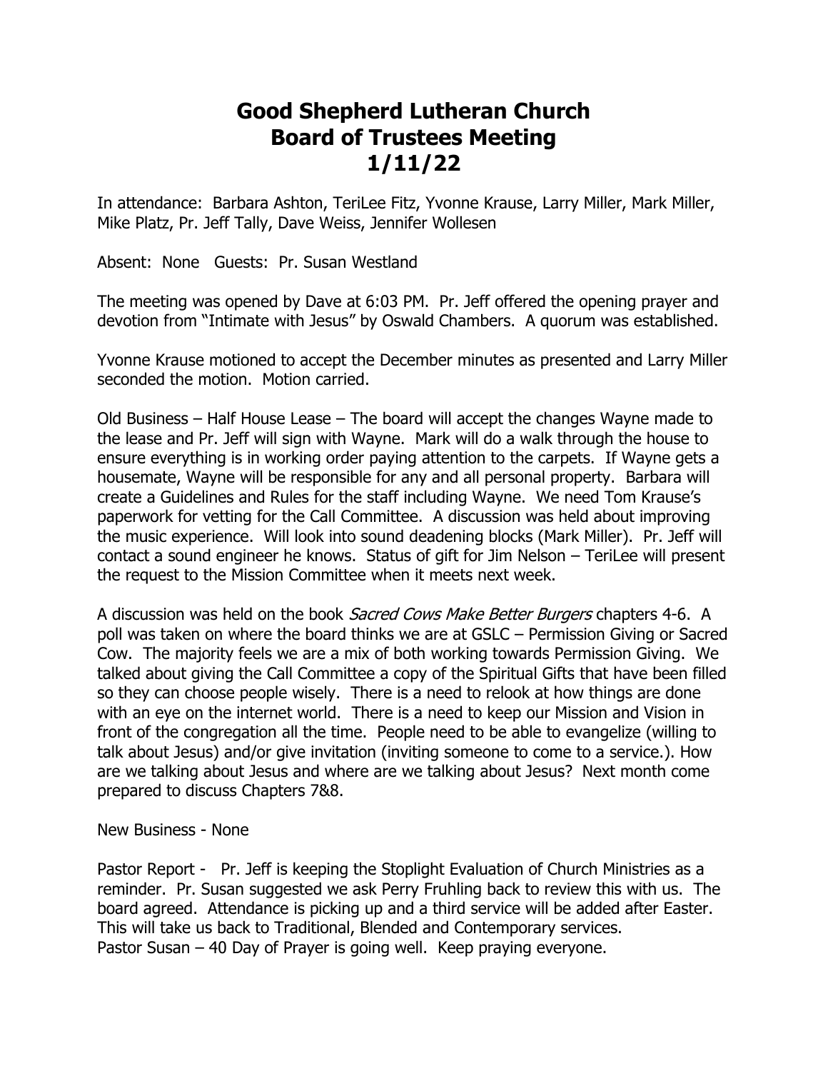# Good Shepherd Lutheran Church
# Board of Trustees Meeting
# 1/11/22

In attendance: Barbara Ashton, TeriLee Fitz, Yvonne Krause, Larry Miller, Mark Miller, Mike Platz, Pr. Jeff Tally, Dave Weiss, Jennifer Wollesen

Absent: None  Guests: Pr. Susan Westland

The meeting was opened by Dave at 6:03 PM. Pr. Jeff offered the opening prayer and devotion from "Intimate with Jesus" by Oswald Chambers. A quorum was established.

Yvonne Krause motioned to accept the December minutes as presented and Larry Miller seconded the motion. Motion carried.

Old Business – Half House Lease – The board will accept the changes Wayne made to the lease and Pr. Jeff will sign with Wayne. Mark will do a walk through the house to ensure everything is in working order paying attention to the carpets. If Wayne gets a housemate, Wayne will be responsible for any and all personal property. Barbara will create a Guidelines and Rules for the staff including Wayne. We need Tom Krause's paperwork for vetting for the Call Committee. A discussion was held about improving the music experience. Will look into sound deadening blocks (Mark Miller). Pr. Jeff will contact a sound engineer he knows. Status of gift for Jim Nelson – TeriLee will present the request to the Mission Committee when it meets next week.

A discussion was held on the book *Sacred Cows Make Better Burgers* chapters 4-6. A poll was taken on where the board thinks we are at GSLC – Permission Giving or Sacred Cow. The majority feels we are a mix of both working towards Permission Giving. We talked about giving the Call Committee a copy of the Spiritual Gifts that have been filled so they can choose people wisely. There is a need to relook at how things are done with an eye on the internet world. There is a need to keep our Mission and Vision in front of the congregation all the time. People need to be able to evangelize (willing to talk about Jesus) and/or give invitation (inviting someone to come to a service.). How are we talking about Jesus and where are we talking about Jesus? Next month come prepared to discuss Chapters 7&8.

New Business - None

Pastor Report - Pr. Jeff is keeping the Stoplight Evaluation of Church Ministries as a reminder. Pr. Susan suggested we ask Perry Fruhling back to review this with us. The board agreed. Attendance is picking up and a third service will be added after Easter. This will take us back to Traditional, Blended and Contemporary services.
Pastor Susan – 40 Day of Prayer is going well. Keep praying everyone.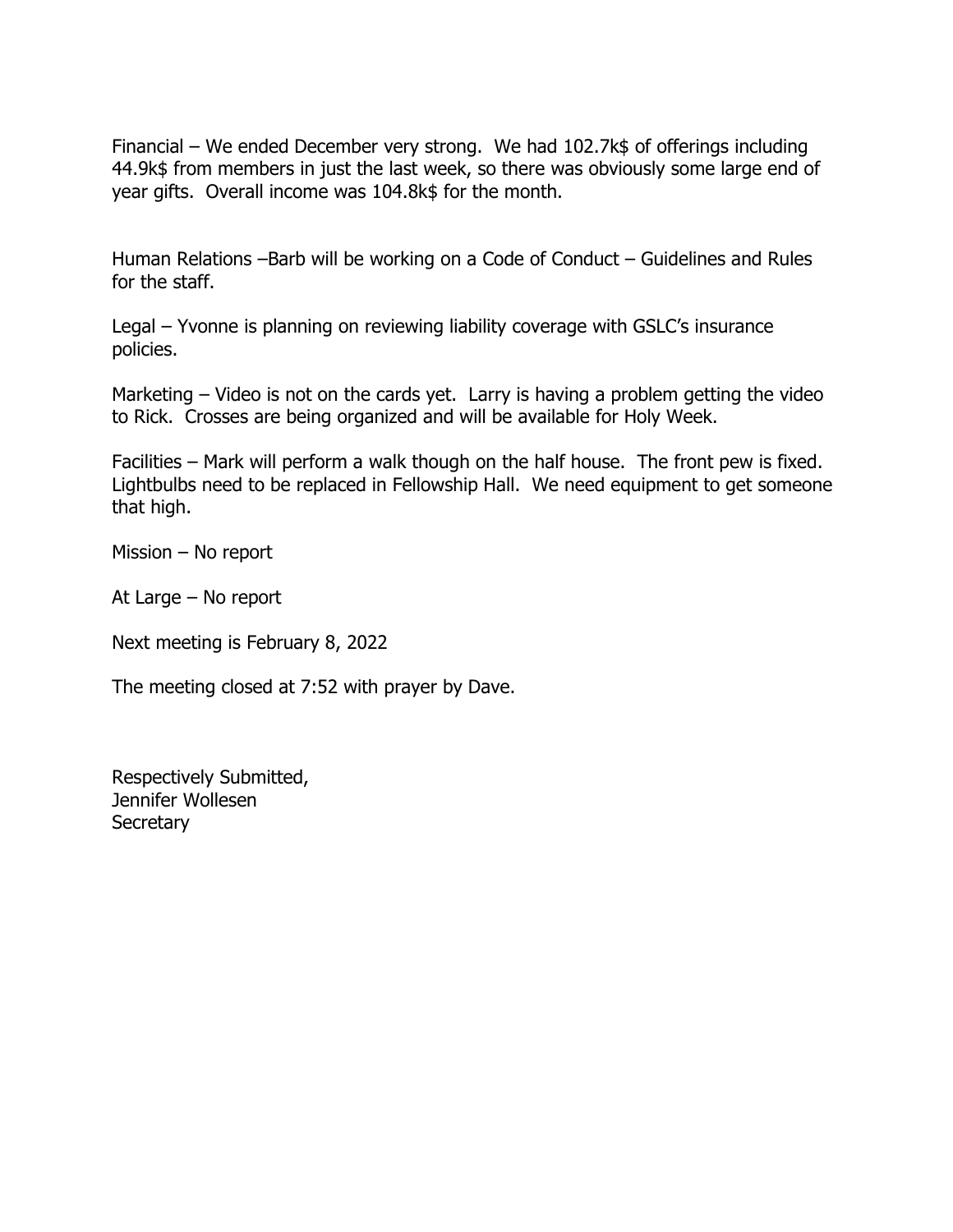Financial – We ended December very strong. We had 102.7k$ of offerings including 44.9k$ from members in just the last week, so there was obviously some large end of year gifts. Overall income was 104.8k$ for the month.

Human Relations –Barb will be working on a Code of Conduct – Guidelines and Rules for the staff.

Legal – Yvonne is planning on reviewing liability coverage with GSLC's insurance policies.

Marketing – Video is not on the cards yet. Larry is having a problem getting the video to Rick. Crosses are being organized and will be available for Holy Week.

Facilities – Mark will perform a walk though on the half house. The front pew is fixed. Lightbulbs need to be replaced in Fellowship Hall. We need equipment to get someone that high.

Mission – No report

At Large – No report

Next meeting is February 8, 2022

The meeting closed at 7:52 with prayer by Dave.

Respectively Submitted,
Jennifer Wollesen
Secretary